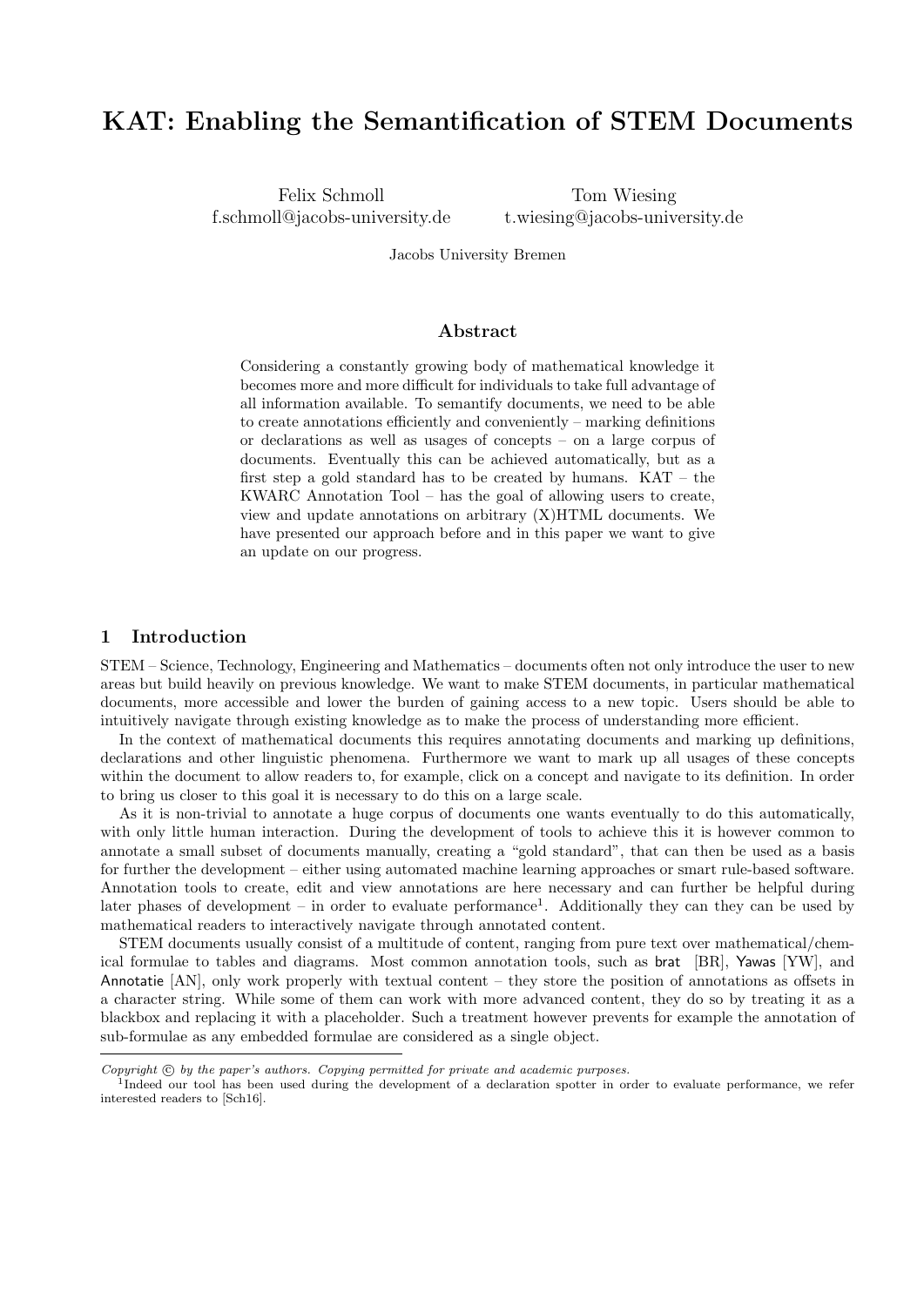# KAT: Enabling the Semantification of STEM Documents

Felix Schmoll
f.schmoll@jacobs-university.de

Tom Wiesing
t.wiesing@jacobs-university.de

Jacobs University Bremen

## Abstract

Considering a constantly growing body of mathematical knowledge it becomes more and more difficult for individuals to take full advantage of all information available. To semantify documents, we need to be able to create annotations efficiently and conveniently – marking definitions or declarations as well as usages of concepts – on a large corpus of documents. Eventually this can be achieved automatically, but as a first step a gold standard has to be created by humans. KAT – the KWARC Annotation Tool – has the goal of allowing users to create, view and update annotations on arbitrary (X)HTML documents. We have presented our approach before and in this paper we want to give an update on our progress.

## 1 Introduction

STEM – Science, Technology, Engineering and Mathematics – documents often not only introduce the user to new areas but build heavily on previous knowledge. We want to make STEM documents, in particular mathematical documents, more accessible and lower the burden of gaining access to a new topic. Users should be able to intuitively navigate through existing knowledge as to make the process of understanding more efficient.

In the context of mathematical documents this requires annotating documents and marking up definitions, declarations and other linguistic phenomena. Furthermore we want to mark up all usages of these concepts within the document to allow readers to, for example, click on a concept and navigate to its definition. In order to bring us closer to this goal it is necessary to do this on a large scale.

As it is non-trivial to annotate a huge corpus of documents one wants eventually to do this automatically, with only little human interaction. During the development of tools to achieve this it is however common to annotate a small subset of documents manually, creating a "gold standard", that can then be used as a basis for further the development – either using automated machine learning approaches or smart rule-based software. Annotation tools to create, edit and view annotations are here necessary and can further be helpful during later phases of development – in order to evaluate performance[1]. Additionally they can they can be used by mathematical readers to interactively navigate through annotated content.

STEM documents usually consist of a multitude of content, ranging from pure text over mathematical/chemical formulae to tables and diagrams. Most common annotation tools, such as brat [BR], Yawas [YW], and Annotatie [AN], only work properly with textual content – they store the position of annotations as offsets in a character string. While some of them can work with more advanced content, they do so by treating it as a blackbox and replacing it with a placeholder. Such a treatment however prevents for example the annotation of sub-formulae as any embedded formulae are considered as a single object.

---

*Copyright © by the paper's authors. Copying permitted for private and academic purposes.*

[1] Indeed our tool has been used during the development of a declaration spotter in order to evaluate performance, we refer interested readers to [Sch16].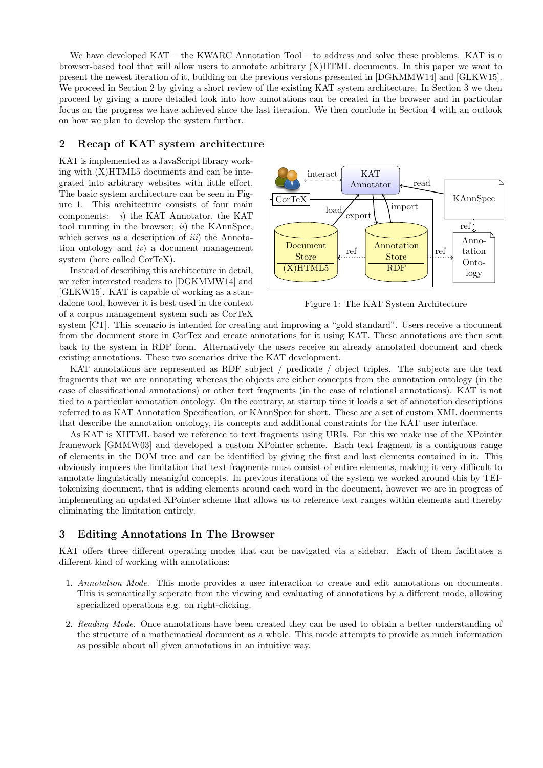We have developed KAT – the KWARC Annotation Tool – to address and solve these problems. KAT is a browser-based tool that will allow users to annotate arbitrary (X)HTML documents. In this paper we want to present the newest iteration of it, building on the previous versions presented in [DGKMMW14] and [GLKW15]. We proceed in Section 2 by giving a short review of the existing KAT system architecture. In Section 3 we then proceed by giving a more detailed look into how annotations can be created in the browser and in particular focus on the progress we have achieved since the last iteration. We then conclude in Section 4 with an outlook on how we plan to develop the system further.

## 2 Recap of KAT system architecture

KAT is implemented as a JavaScript library working with (X)HTML5 documents and can be integrated into arbitrary websites with little effort. The basic system architecture can be seen in Figure 1. This architecture consists of four main components: *i*) the KAT Annotator, the KAT tool running in the browser; *ii*) the KAnnSpec, which serves as a description of *iii*) the Annotation ontology and *iv*) a document management system (here called CorTeX).

Instead of describing this architecture in detail, we refer interested readers to [DGKMMW14] and [GLKW15]. KAT is capable of working as a standalone tool, however it is best used in the context of a corpus management system such as CorTeX system [CT]. This scenario is intended for creating and improving a "gold standard". Users receive a document from the document store in CorTex and create annotations for it using KAT. These annotations are then sent back to the system in RDF form. Alternatively the users receive an already annotated document and check existing annotations. These two scenarios drive the KAT development.

Figure 1: The KAT System Architecture

KAT annotations are represented as RDF subject / predicate / object triples. The subjects are the text fragments that we are annotating whereas the objects are either concepts from the annotation ontology (in the case of classificational annotations) or other text fragments (in the case of relational annotations). KAT is not tied to a particular annotation ontology. On the contrary, at startup time it loads a set of annotation descriptions referred to as KAT Annotation Specification, or KAnnSpec for short. These are a set of custom XML documents that describe the annotation ontology, its concepts and additional constraints for the KAT user interface.

As KAT is XHTML based we reference to text fragments using URIs. For this we make use of the XPointer framework [GMMW03] and developed a custom XPointer scheme. Each text fragment is a contiguous range of elements in the DOM tree and can be identified by giving the first and last elements contained in it. This obviously imposes the limitation that text fragments must consist of entire elements, making it very difficult to annotate linguistically meanigful concepts. In previous iterations of the system we worked around this by TEI-tokenizing document, that is adding elements around each word in the document, however we are in progress of implementing an updated XPointer scheme that allows us to reference text ranges within elements and thereby eliminating the limitation entirely.

## 3 Editing Annotations In The Browser

KAT offers three different operating modes that can be navigated via a sidebar. Each of them facilitates a different kind of working with annotations:

1. *Annotation Mode.* This mode provides a user interaction to create and edit annotations on documents. This is semantically seperate from the viewing and evaluating of annotations by a different mode, allowing specialized operations e.g. on right-clicking.

2. *Reading Mode.* Once annotations have been created they can be used to obtain a better understanding of the structure of a mathematical document as a whole. This mode attempts to provide as much information as possible about all given annotations in an intuitive way.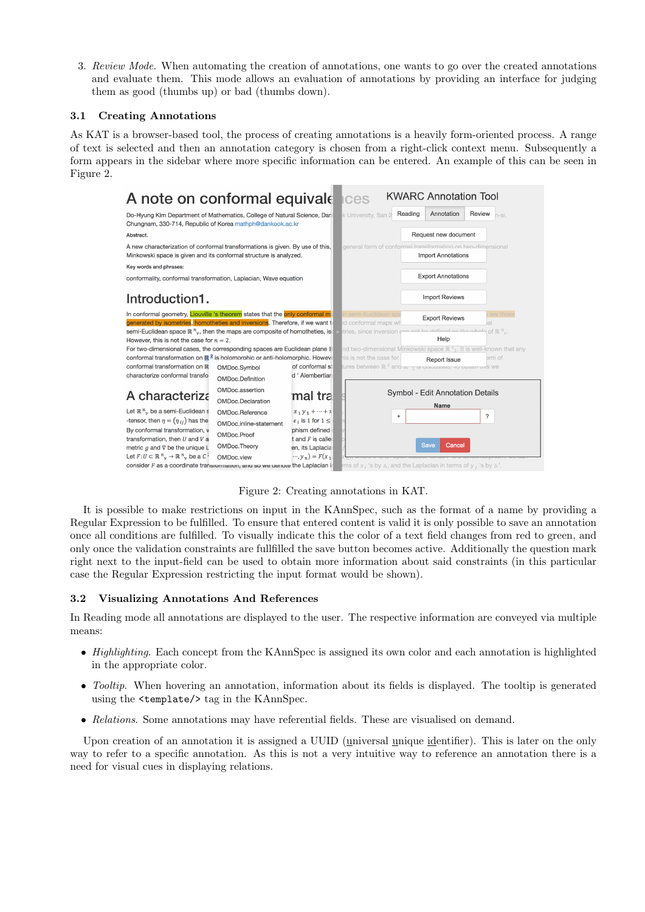3. *Review Mode*. When automating the creation of annotations, one wants to go over the created annotations and evaluate them. This mode allows an evaluation of annotations by providing an interface for judging them as good (thumbs up) or bad (thumbs down).

### 3.1 Creating Annotations

As KAT is a browser-based tool, the process of creating annotations is a heavily form-oriented process. A range of text is selected and then an annotation category is chosen from a right-click context menu. Subsequently a form appears in the sidebar where more specific information can be entered. An example of this can be seen in Figure 2.

Figure 2: Creating annotations in KAT.

It is possible to make restrictions on input in the KAnnSpec, such as the format of a name by providing a Regular Expression to be fulfilled. To ensure that entered content is valid it is only possible to save an annotation once all conditions are fulfilled. To visually indicate this the color of a text field changes from red to green, and only once the validation constraints are fullfilled the save button becomes active. Additionally the question mark right next to the input-field can be used to obtain more information about said constraints (in this particular case the Regular Expression restricting the input format would be shown).

### 3.2 Visualizing Annotations And References

In Reading mode all annotations are displayed to the user. The respective information are conveyed via multiple means:

- *Highlighting*. Each concept from the KAnnSpec is assigned its own color and each annotation is highlighted in the appropriate color.
- *Tooltip*. When hovering an annotation, information about its fields is displayed. The tooltip is generated using the `<template/>` tag in the KAnnSpec.
- *Relations*. Some annotations may have referential fields. These are visualised on demand.

Upon creation of an annotation it is assigned a UUID (universal unique identifier). This is later on the only way to refer to a specific annotation. As this is not a very intuitive way to reference an annotation there is a need for visual cues in displaying relations.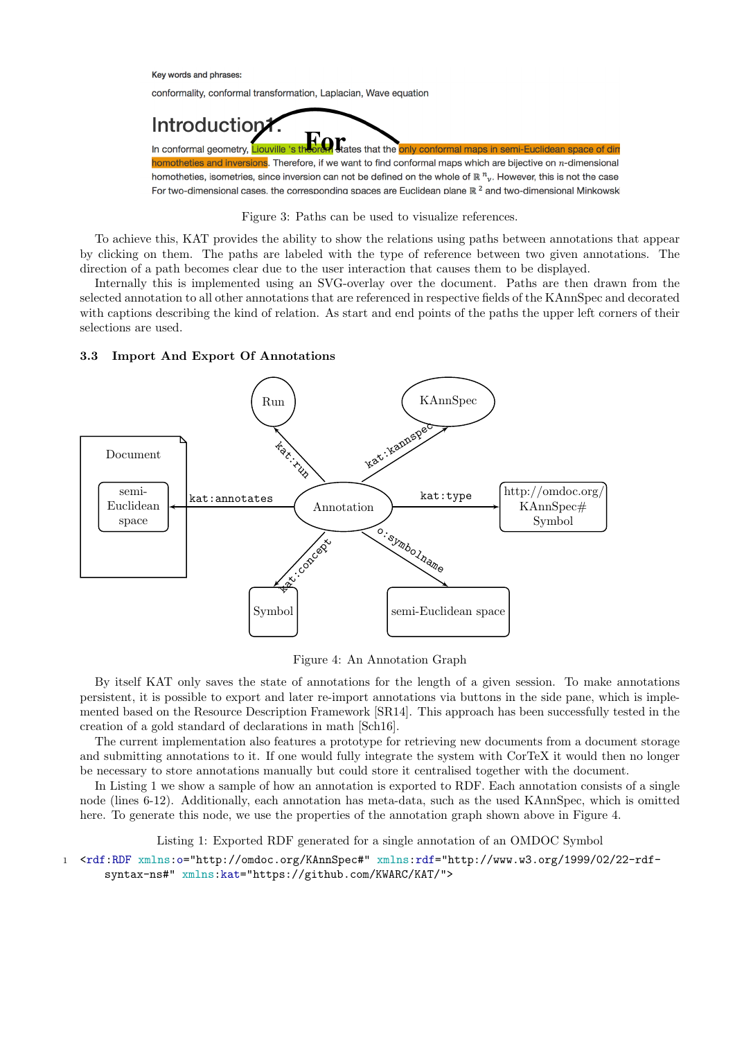Figure 3: Paths can be used to visualize references.

To achieve this, KAT provides the ability to show the relations using paths between annotations that appear by clicking on them. The paths are labeled with the type of reference between two given annotations. The direction of a path becomes clear due to the user interaction that causes them to be displayed.

Internally this is implemented using an SVG-overlay over the document. Paths are then drawn from the selected annotation to all other annotations that are referenced in respective fields of the KAnnSpec and decorated with captions describing the kind of relation. As start and end points of the paths the upper left corners of their selections are used.

### 3.3 Import And Export Of Annotations

Figure 4: An Annotation Graph

By itself KAT only saves the state of annotations for the length of a given session. To make annotations persistent, it is possible to export and later re-import annotations via buttons in the side pane, which is implemented based on the Resource Description Framework [SR14]. This approach has been successfully tested in the creation of a gold standard of declarations in math [Sch16].

The current implementation also features a prototype for retrieving new documents from a document storage and submitting annotations to it. If one would fully integrate the system with CorTeX it would then no longer be necessary to store annotations manually but could store it centralised together with the document.

In Listing 1 we show a sample of how an annotation is exported to RDF. Each annotation consists of a single node (lines 6-12). Additionally, each annotation has meta-data, such as the used KAnnSpec, which is omitted here. To generate this node, we use the properties of the annotation graph shown above in Figure 4.

Listing 1: Exported RDF generated for a single annotation of an OMDOC Symbol

```
1 <rdf:RDF xmlns:o="http://omdoc.org/KAnnSpec#" xmlns:rdf="http://www.w3.org/1999/02/22-rdf-
    syntax-ns#" xmlns:kat="https://github.com/KWARC/KAT/">
```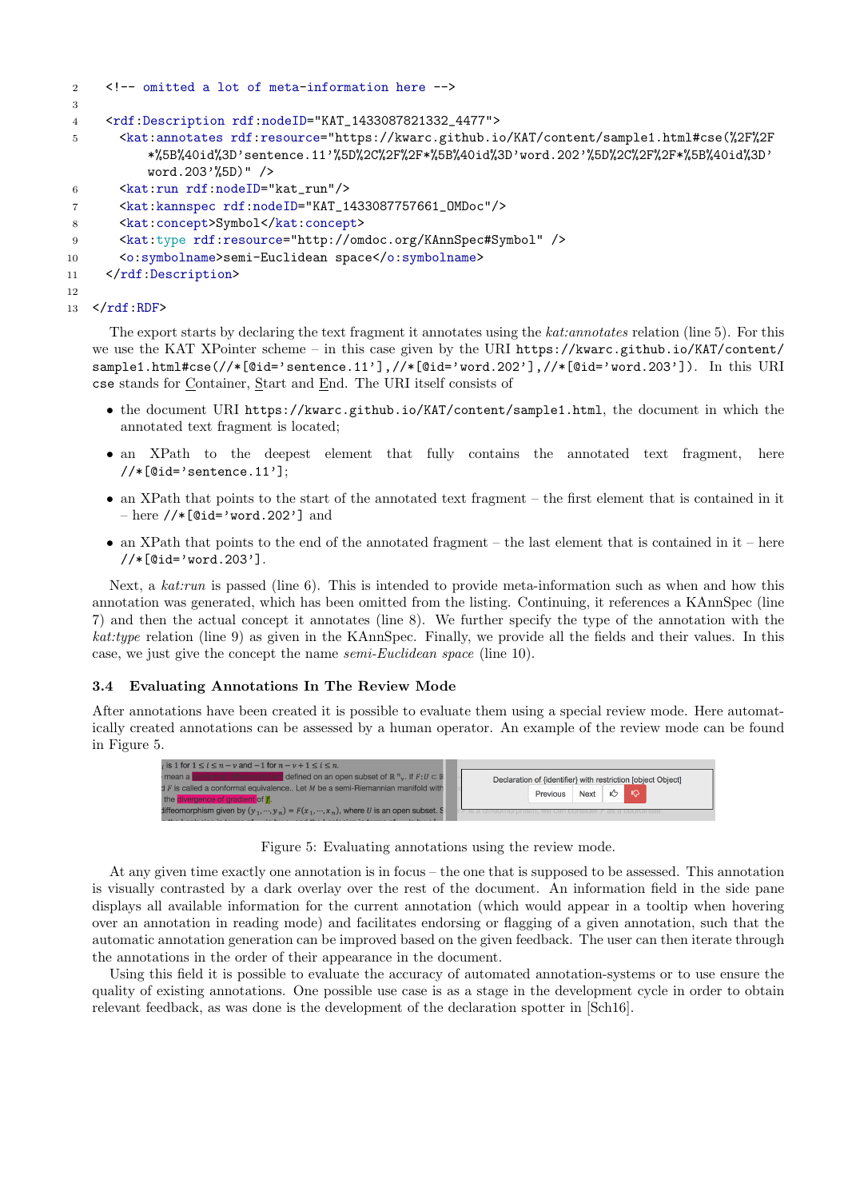```
2   <!-- omitted a lot of meta-information here -->
3
4   <rdf:Description rdf:nodeID="KAT_1433087821332_4477">
5     <kat:annotates rdf:resource="https://kwarc.github.io/KAT/content/sample1.html#cse(%2F%2F
        *%5B%40id%3D'sentence.11'%5D%2C%2F%2F*%5B%40id%3D'word.202'%5D%2C%2F%2F*%5B%40id%3D'
        word.203'%5D)" />
6     <kat:run rdf:nodeID="kat_run"/>
7     <kat:kannspec rdf:nodeID="KAT_1433087757661_OMDoc"/>
8     <kat:concept>Symbol</kat:concept>
9     <kat:type rdf:resource="http://omdoc.org/KAnnSpec#Symbol" />
10    <o:symbolname>semi-Euclidean space</o:symbolname>
11  </rdf:Description>
12
13 </rdf:RDF>
```

The export starts by declaring the text fragment it annotates using the *kat:annotates* relation (line 5). For this we use the KAT XPointer scheme – in this case given by the URI `https://kwarc.github.io/KAT/content/sample1.html#cse(//*[@id='sentence.11'],//*[@id='word.202'],//*[@id='word.203'])`. In this URI `cse` stands for Container, Start and End. The URI itself consists of

- the document URI `https://kwarc.github.io/KAT/content/sample1.html`, the document in which the annotated text fragment is located;
- an XPath to the deepest element that fully contains the annotated text fragment, here `//*[@id='sentence.11']`;
- an XPath that points to the start of the annotated text fragment – the first element that is contained in it – here `//*[@id='word.202']` and
- an XPath that points to the end of the annotated fragment – the last element that is contained in it – here `//*[@id='word.203']`.

Next, a *kat:run* is passed (line 6). This is intended to provide meta-information such as when and how this annotation was generated, which has been omitted from the listing. Continuing, it references a KAnnSpec (line 7) and then the actual concept it annotates (line 8). We further specify the type of the annotation with the *kat:type* relation (line 9) as given in the KAnnSpec. Finally, we provide all the fields and their values. In this case, we just give the concept the name *semi-Euclidean space* (line 10).

### 3.4 Evaluating Annotations In The Review Mode

After annotations have been created it is possible to evaluate them using a special review mode. Here automatically created annotations can be assessed by a human operator. An example of the review mode can be found in Figure 5.

Figure 5: Evaluating annotations using the review mode.

At any given time exactly one annotation is in focus – the one that is supposed to be assessed. This annotation is visually contrasted by a dark overlay over the rest of the document. An information field in the side pane displays all available information for the current annotation (which would appear in a tooltip when hovering over an annotation in reading mode) and facilitates endorsing or flagging of a given annotation, such that the automatic annotation generation can be improved based on the given feedback. The user can then iterate through the annotations in the order of their appearance in the document.

Using this field it is possible to evaluate the accuracy of automated annotation-systems or to use ensure the quality of existing annotations. One possible use case is as a stage in the development cycle in order to obtain relevant feedback, as was done is the development of the declaration spotter in [Sch16].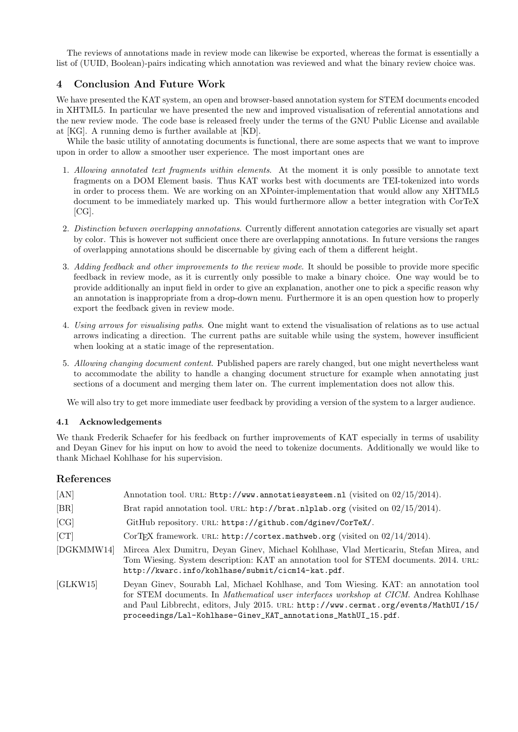The reviews of annotations made in review mode can likewise be exported, whereas the format is essentially a list of (UUID, Boolean)-pairs indicating which annotation was reviewed and what the binary review choice was.

## 4 Conclusion And Future Work

We have presented the KAT system, an open and browser-based annotation system for STEM documents encoded in XHTML5. In particular we have presented the new and improved visualisation of referential annotations and the new review mode. The code base is released freely under the terms of the GNU Public License and available at [KG]. A running demo is further available at [KD].

While the basic utility of annotating documents is functional, there are some aspects that we want to improve upon in order to allow a smoother user experience. The most important ones are

1. *Allowing annotated text fragments within elements*. At the moment it is only possible to annotate text fragments on a DOM Element basis. Thus KAT works best with documents are TEI-tokenized into words in order to process them. We are working on an XPointer-implementation that would allow any XHTML5 document to be immediately marked up. This would furthermore allow a better integration with CorTeX [CG].
2. *Distinction between overlapping annotations*. Currently different annotation categories are visually set apart by color. This is however not sufficient once there are overlapping annotations. In future versions the ranges of overlapping annotations should be discernable by giving each of them a different height.
3. *Adding feedback and other improvements to the review mode*. It should be possible to provide more specific feedback in review mode, as it is currently only possible to make a binary choice. One way would be to provide additionally an input field in order to give an explanation, another one to pick a specific reason why an annotation is inappropriate from a drop-down menu. Furthermore it is an open question how to properly export the feedback given in review mode.
4. *Using arrows for visualising paths*. One might want to extend the visualisation of relations as to use actual arrows indicating a direction. The current paths are suitable while using the system, however insufficient when looking at a static image of the representation.
5. *Allowing changing document content*. Published papers are rarely changed, but one might nevertheless want to accommodate the ability to handle a changing document structure for example when annotating just sections of a document and merging them later on. The current implementation does not allow this.

We will also try to get more immediate user feedback by providing a version of the system to a larger audience.

### 4.1 Acknowledgements

We thank Frederik Schaefer for his feedback on further improvements of KAT especially in terms of usability and Deyan Ginev for his input on how to avoid the need to tokenize documents. Additionally we would like to thank Michael Kohlhase for his supervision.

## References

[AN] Annotation tool. URL: Http://www.annotatiesysteem.nl (visited on 02/15/2014).

[BR] Brat rapid annotation tool. URL: http://brat.nlplab.org (visited on 02/15/2014).

[CG] GitHub repository. URL: https://github.com/dginev/CorTeX/.

[CT] CorTEX framework. URL: http://cortex.mathweb.org (visited on 02/14/2014).

[DGKMMW14] Mircea Alex Dumitru, Deyan Ginev, Michael Kohlhase, Vlad Merticariu, Stefan Mirea, and Tom Wiesing. System description: KAT an annotation tool for STEM documents. 2014. URL: http://kwarc.info/kohlhase/submit/cicm14-kat.pdf.

[GLKW15] Deyan Ginev, Sourabh Lal, Michael Kohlhase, and Tom Wiesing. KAT: an annotation tool for STEM documents. In *Mathematical user interfaces workshop at CICM*. Andrea Kohlhase and Paul Libbrecht, editors, July 2015. URL: http://www.cermat.org/events/MathUI/15/proceedings/Lal-Kohlhase-Ginev_KAT_annotations_MathUI_15.pdf.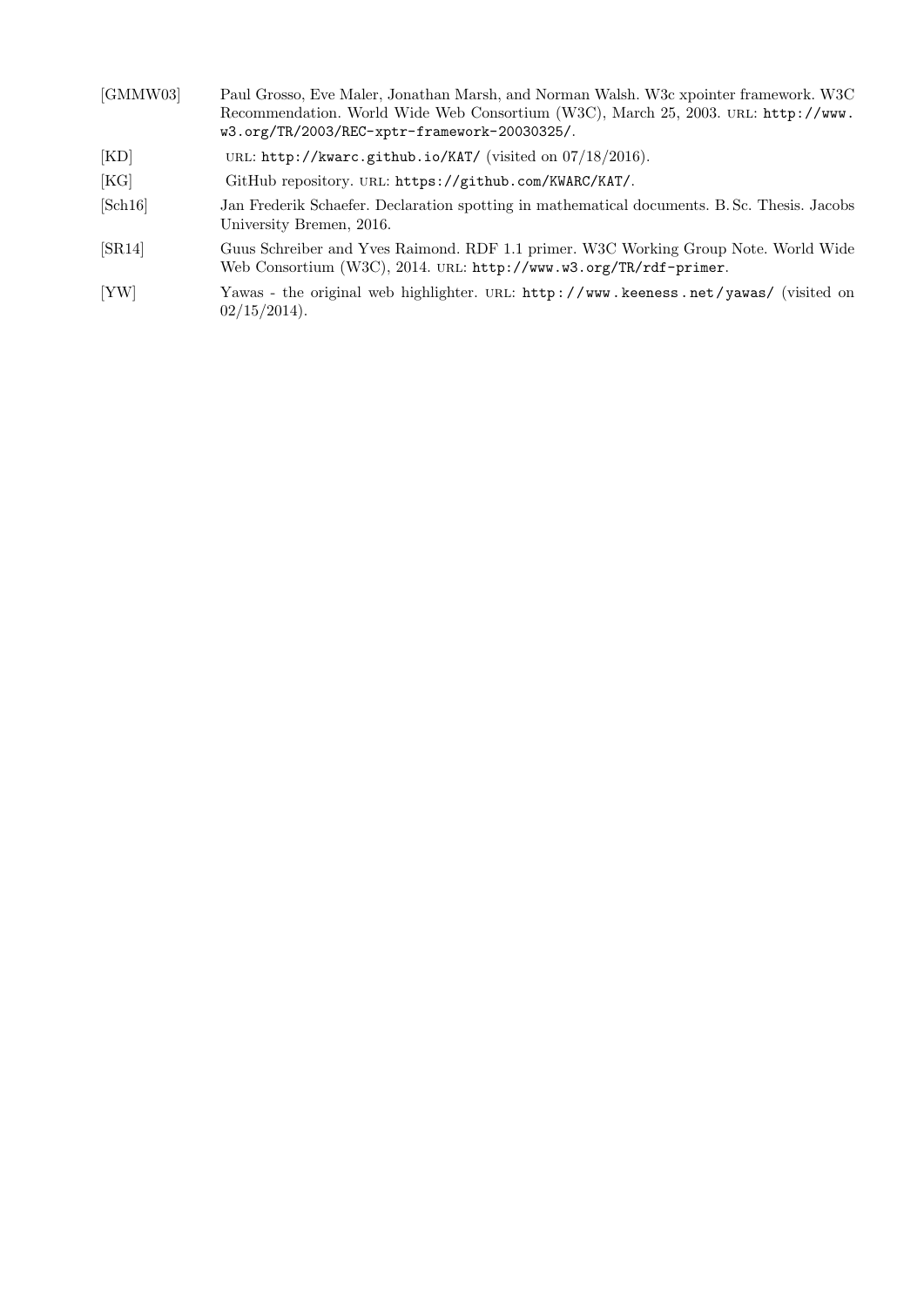[GMMW03] Paul Grosso, Eve Maler, Jonathan Marsh, and Norman Walsh. W3c xpointer framework. W3C Recommendation. World Wide Web Consortium (W3C), March 25, 2003. URL: `http://www.w3.org/TR/2003/REC-xptr-framework-20030325/`.

[KD] URL: `http://kwarc.github.io/KAT/` (visited on 07/18/2016).

[KG] GitHub repository. URL: `https://github.com/KWARC/KAT/`.

[Sch16] Jan Frederik Schaefer. Declaration spotting in mathematical documents. B. Sc. Thesis. Jacobs University Bremen, 2016.

[SR14] Guus Schreiber and Yves Raimond. RDF 1.1 primer. W3C Working Group Note. World Wide Web Consortium (W3C), 2014. URL: `http://www.w3.org/TR/rdf-primer`.

[YW] Yawas - the original web highlighter. URL: `http://www.keeness.net/yawas/` (visited on 02/15/2014).